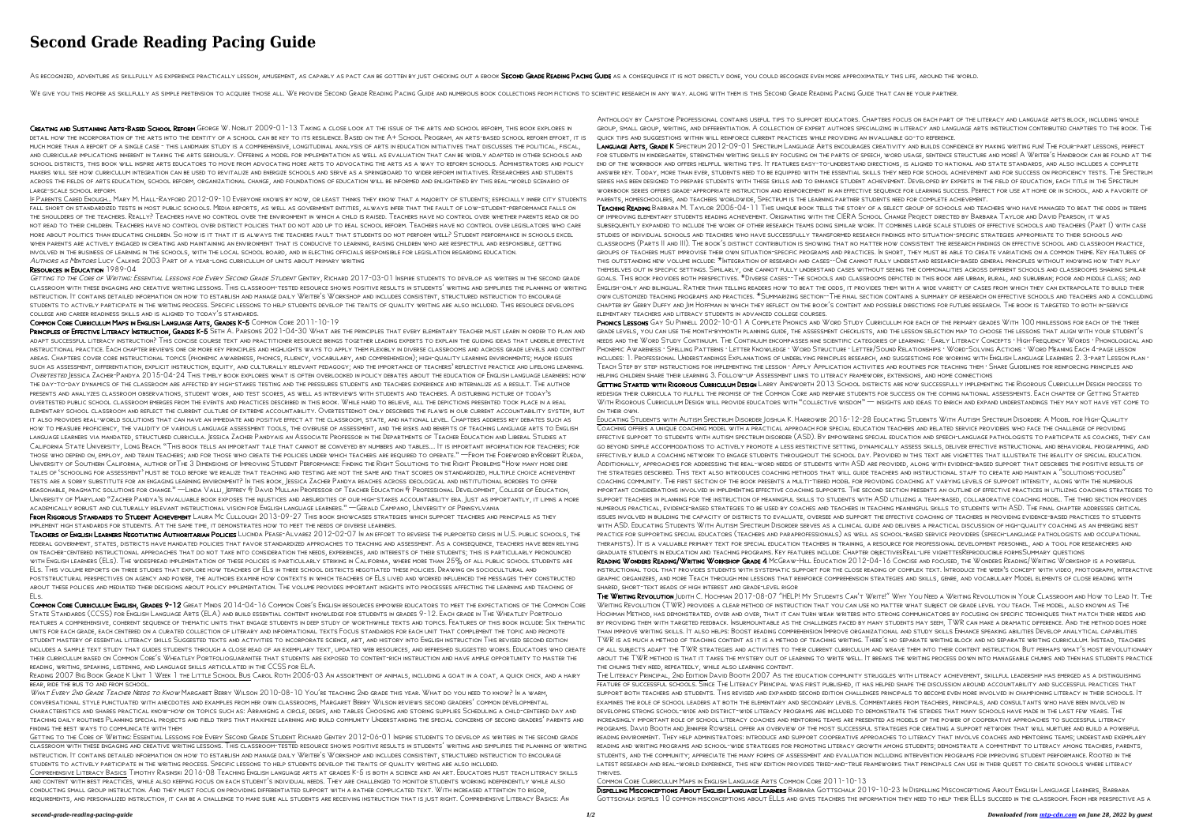# Second Grade Reading Pacing Guide

As recognized, adventure as skillfully as experience practically lesson, amusement, as capably as pact can be gotten by just checking out a ebook **Second Grade Reading Pacing Guide** as a consequence it is not directly done, you could recognize even more approximately this life, around the world.

We give you this proper as skillfully as simple pretension to acquire those all. We provide Second Grade Reading Pacing Guide and numerous book collections from fictions to scientific research in any way. along with them is this Second Grade Reading Pacing Guide that can be your partner.

**Creating and Sustaining Arts-Based School Reform** George W. Noblit 2009-01-13 Taking a close look at the issue of the arts and school reform, this book explores in detail how the incorporation of the arts into the identity of a school can be key to its resilience. Based on the A+ School Program, an arts-based school reform effort, it is much more than a report of a single case - this landmark study is a comprehensive, longitudinal analysis of arts in education initiatives that discusses the political, fiscal, and curricular implications inherent in taking the arts seriously. Offering a model for implementation as well as evaluation that can be widely adapted in other schools and school districts, this book will inspire arts educators to move from advocating more arts to advocating the arts as a way to reform schools. Administrators and policy makers will see how curriculum integration can be used to revitalize and energize schools and serve as a springboard to wider reform initiatives. Researchers and students across the fields of arts education, school reform, organizational change, and foundations of education will be informed and enlightened by this real-world scenario of large-scale school reform.

**If Parents Cared Enough...** Mary M. Hall-Rayford 2012-09-10 Everyone knows by now, or least thinks they know that a majority of students; especially inner city students fall short on standardized tests in most public schools. Media reports, as well as government entities, always infer that the fault of low-student-performance falls on the shoulders of the teachers. Really? Teachers have no control over the environment in which a child is raised. Teachers have no control over whether parents read or do not read to their children. Teachers have no control over district policies that do not add up to real school reform. Teachers have no control over legislators who care more about politics than educating children. So how is it that it is always the teachers fault that students do not perform well? Student performance in schools excel when parents are actively engaged in creating and maintaining an environment that is conducive to learning, raising children who are respectful and responsible, getting involved in the business of learning in the schools, with the local school board, and in electing officials responsible for legislation regarding education.

**Authors as Mentors** Lucy Calkins 2003 Part of a year-long curriculum of units about primary writing

**Resources in Education** 1989-04

**Getting to the Core of Writing: Essential Lessons for Every Second Grade Student** Gentry, Richard 2017-03-01 Inspire students to develop as writers in the second grade classroom with these engaging and creative writing lessons. This classroom-tested resource shows positive results in students' writing and simplifies the planning of writing instruction. It contains detailed information on how to establish and manage daily Writer's Workshop and includes consistent, structured instruction to encourage students to actively participate in the writing process. Specific lessons to help students develop the traits of quality writing are also included. This resource develops college and career readiness skills and is aligned to today's standards.

**Common Core Curriculum Maps in English Language Arts, Grades K-5** Common Core 2011-10-19

**Principles of Effective Literacy Instruction, Grades K-5** Seth A. Parsons 2021-04-30 What are the principles that every elementary teacher must learn in order to plan and adapt successful literacy instruction? This concise course text and practitioner resource brings together leading experts to explain the guiding ideas that underlie effective instructional practice. Each chapter reviews one or more key principles and highlights ways to apply them flexibly in diverse classrooms and across grade levels and content areas. Chapters cover core instructional topics (phonemic awareness, phonics, fluency, vocabulary, and comprehension); high-quality learning environments; major issues such as assessment, differentiation, explicit instruction, equity, and culturally relevant pedagogy; and the importance of teachers' reflective practice and lifelong learning.

**Overtested** Jessica Zacher-Pandya 2015-04-24 This timely book explores what is often overlooked in policy debates about the education of English language learners: how the day-to-day dynamics of the classroom are affected by high-stakes testing and the pressures students and teachers experience and internalize as a result. The author presents and analyzes classroom observations, student work, and test scores, as well as interviews with students and teachers. A disturbing picture of today's overtested public school classroom emerges from the events and practices described in this book. While hard to believe, all the depictions presented took place in a real elementary school classroom and reflect the current culture of extreme accountability. Overtestednot only describes the flaws in our current accountability system, but it also provides real-world solutions that can have an immediate and positive effect at the classroom, state, and national level. Chapters address key debates such as how to measure proficiency, the validity of various language assessment tools, the overuse of assessment, and the risks and benefits of teaching language arts to English language learners via mandated, structured curricula. Jessica Zacher Pandyais an Associate Professor in the Departments of Teacher Education and Liberal Studies at California State University, Long Beach. "This book tells an important tale that cannot be conveyed by numbers and tables.... It is important information for teachers; for those who depend on, employ, and train teachers; and for those who create the policies under which teachers are required to operate." —From the Foreword byRobert Rueda, University of Southern California, author ofThe 3 Dimensions of Improving Student Performance: Finding the Right Solutions to the Right Problems "How many more dire tales of 'schooling for assessment' must be told before we realize that teaching and testing are not the same and that scores on standardized, multiple choice achievement tests are a sorry substitute for an engaging learning environment? In this book, Jessica Zacher Pandya reaches across ideological and institutional borders to offer reasonable, pragmatic solutions for change." —Linda Valli, Jeffrey & David Mullan Professor of Teacher Education & Professional Development, College of Education, University of Maryland "Zacher Pandya's invaluable book exposes the injustices and absurdities of our high-stakes accountability era. Just as importantly, it limns a more academically robust and culturally relevant instructional vision for English language learners." —Gerald Campano, University of Pennsylvania

**From Rigorous Standards to Student Achievement** Laura Mc Cullough 2013-09-27 This book showcases strategies which support teachers and principals as they implement high standards for students. At the same time, it demonstrates how to meet the needs of diverse learners.

**Teachers of English Learners Negotiating Authoritarian Policies** Lucinda Pease-Alvarez 2012-02-07 In an effort to reverse the purported crisis in U.S. public schools, the federal government, states, districts have mandated policies that favor standardized approaches to teaching and assessment. As a consequence, teachers have been relying on teacher-centered instructional approaches that do not take into consideration the needs, experiences, and interests of their students; this is particularly pronounced with English learners (ELs). The widespread implementation of these policies is particularly striking in California, where more than 25% of all public school students are ELs. This volume reports on three studies that explore how teachers of ELs in three school districts negotiated these policies. Drawing on sociocultural and poststructural perspectives on agency and power, the authors examine how contexts in which teachers of ELs lived and worked influenced the messages they constructed about these policies and mediated their decisions about policy implementation. The volume provides important insights into processes affecting the learning and teaching of ELs.

**Common Core Curriculum: English, Grades 9-12** Great Minds 2014-04-16 Common Core's English resources empower educators to meet the expectations of the Common Core State Standards (CCSS) for English Language Arts (ELA) and build essential content knowledge for students in grades 9-12. Each grade in The Wheatley Portfolio features a comprehensive, coherent sequence of thematic units that engage students in deep study of worthwhile texts and topics. Features of this book include: Six thematic units for each grade, each centered on a curated collection of literary and informational texts Focus standards for each unit that complement the topic and promote student mastery of essential literacy skills Suggested texts and activities to incorporate science, art, and history into English instruction This revised second edition includes a sample text study that guides students through a close read of an exemplary text, updated web resources, and refreshed suggested works. Educators who create their curriculum based on Common Core's Wheatley Portfoliaguarantee that students are exposed to content-rich instruction and have ample opportunity to master the reading, writing, speaking, listening, and language skills articulated in the CCSS for ELA.

**Reading 2007 Big Book Grade K Unit 1 Week 1 the Little School Bus** Carol Roth 2005-03 An assortment of animals, including a goat in a coat, a quick chick, and a hairy bear, ride the bus to and from school.

**What Every 2nd Grade Teacher Needs to Know** Margaret Berry Wilson 2010-08-10 You're teaching 2nd grade this year. What do you need to know? In a warm, conversational style punctuated with anecdotes and examples from her own classrooms, Margaret Berry Wilson reviews second graders' common developmental characteristics and shares practical know-how on topics such as: Arranging a circle, desks, and tables Choosing and storing supplies Scheduling a child-centered day and teaching daily routines Planning special projects and field trips that maximize learning and build community Understanding the special concerns of second graders' parents and finding the best ways to communicate with them

**Getting to the Core of Writing: Essential Lessons for Every Second Grade Student** Richard Gentry 2012-06-01 Inspire students to develop as writers in the second grade classroom with these engaging and creative writing lessons. This classroom-tested resource shows positive results in students' writing and simplifies the planning of writing instruction. It contains detailed information on how to establish and manage daily Writer's Workshop and includes consistent, structured instruction to encourage students to actively participate in the writing process. Specific lessons to help students develop the traits of quality writing are also included.

**Comprehensive Literacy Basics** Timothy Rasinski 2016-08 Teaching English language arts at grades K-5 is both a science and an art. Educators must teach literacy skills and content with best practices, while also keeping focus on each student's individual needs. They are challenged to monitor students working independently while also conducting small group instruction. And they must focus on providing differentiated support with a rather complicated text. With increased attention to rigor, requirements, and personalized instruction, it can be a challenge to make sure all students are receiving instruction that is just right. Comprehensive Literacy Basics: An Anthology by Capstone Professional contains useful tips to support educators. Chapters focus on each part of the literacy and language arts block, including whole group, small group, writing, and differentiation. A collection of expert authors specializing in literacy and language arts instruction contributed chapters to the book. The quick tips and suggestions within will reinforce current practices while providing an invaluable go-to reference.

**Language Arts, Grade K** Spectrum 2012-09-01 Spectrum Language Arts encourages creativity and builds confidence by making writing fun! The four-part lessons, perfect for students in kindergarten, strengthen writing skills by focusing on the parts of speech, word usage, sentence structure and more! A Writer's Handbook can be found at the end of the workbook and offers helpful writing tips. It features easy-to-understand directions, is aligned to national and state standards, and also includes a complete answer key. Today, more than ever, students need to be equipped with the essential skills they need for school achievement and for success on proficiency tests. The Spectrum series has been designed to prepare students with these skills and to enhance student achievement. Developed by experts in the field of education, each title in the Spectrum workbook series offers grade-appropriate instruction and reinforcement in an effective sequence for learning success. Perfect for use at home or in school, and a favorite of parents, homeschoolers, and teachers worldwide, Spectrum is the learning partner students need for complete achievement.

**Teaching Reading** Barbara M. Taylor 2005-04-11 This unique book tells the story of a select group of schools and teachers who have managed to beat the odds in terms of improving elementary students reading achievement. Originating with the CIERA School Change Project directed by Barbara Taylor and David Pearson, it was subsequently expanded to include the work of other research teams doing similar work. It combines large scale studies of effective schools and teachers (Part I) with case studies of individual schools and teachers who have successfully transformed research findings into situation-specific strategies appropriate to their schools and classrooms (Parts II and III). The book's distinct contribution is showing that no matter how consistent the research findings on effective school and classroom practice, groups of teachers must improvise their own situation-specific programs and practices. In short, they must be able to create variations on a common theme. Key features of this outstanding new volume include: *Integration of research and cases--One cannot fully understand research-based general principles without knowing how they play themselves out in specific settings. Similarly, one cannot fully understand cases without seeing the commonalities across different schools and classrooms sharing similar goals. This book provides both perspectives. *Diverse cases--The schools and classrooms depicted in this book are urban, rural, and suburban; poor and middle class; and English-only and bilingual. Rather than telling readers how to beat the odds, it provides them with a wide variety of cases from which they can extrapolate to build their own customized teaching programs and practices. *Summarizing section--The final section contains a summary of research on effective schools and teachers and a concluding chapter by Gerry Duffy and Jim Hoffman in which they reflect on the book's content and possible directions for future research. The book is targeted to both in-service elementary teachers and literacy students in advanced college courses.

**Phonics Lessons** Gay Su Pinnell 2002-10-01 A Complete Phonics and Word Study Curriculum for each of the primary grades With 100 minilessons for each of the three grade levels, you can use the month-by-month planning guide, the assessment checklists, and the lesson selection map to choose the lessons that align with your student's needs and the Word Study Continuum. The Continuum encompasses nine scientific categories of learning: · Early Literacy Concepts · High-Frequency Words · Phonological and Phonemic Awareness · Spelling Patterns · Letter Knowledge · Word Structure · Letter/Sound Relationships · Word-Solving Actions · Word Meaning Each 4-page lesson includes: 1. Professional Understandings Explanations of underlying principles research, and suggestions for working with English Language Learners 2. 3-part Lesson plan · Teach Step by step instructions for implementing the lesson · Apply Application activities and routines for teaching them · Share Guidelines for reinforcing principles and helping children share their learning 3. Follow-up Assessment links to literacy framework, extensions, and home connections

**Getting Started with Rigorous Curriculum Design** Larry Ainsworth 2013 School districts are now successfully implementing the Rigorous Curriculum Design process to redesign their curricula to fulfill the promise of the Common Core and prepare students for success on the coming national assessments. Each chapter of Getting Started With Rigorous Curriculum Design will provide educators with "collective wisdom" — insights and ideas to enrich and expand understandings they may not have yet come to on their own.

**Educating Students with Autism Spectrum Disorder** Joshua K. Harrower 2015-12-28 Educating Students With Autism Spectrum Disorder: A Model for High-Quality Coaching offers a unique coaching model with a practical approach for special education teachers and related service providers who face the challenge of providing effective support to students with autism spectrum disorder (ASD). By empowering special education and speech-language pathologists to participate as coaches, they can go beyond simple accommodations to actively promote a less restrictive setting, dynamically assess skills, deliver effective instructional and behavioral programming, and effectively build a coaching network to engage students throughout the school day. Provided in this text are vignettes that illustrate the reality of special education. Additionally, approaches for addressing the real-word needs of students with ASD are provided, along with evidence-based support that describes the positive results of the strategies described. This text also introduces coaching methods that will guide teachers and instructional staff to create and maintain a "solutions-focused" coaching community. The first section of the book presents a multi-tiered model for providing coaching at varying levels of support intensity, along with the numerous important considerations involved in implementing effective coaching supports. The second section presents an outline of effective practices in utilizing coaching strategies to support teachers in planning for the instruction of meaningful skills to students with ASD utilizing a team-based, collaborative coaching model. The third section provides numerous practical, evidence-based strategies to be used by coaches and teachers in teaching meaningful skills to students with ASD. The final chapter addresses critical issues involved in building the capacity of districts to evaluate, oversee and support the effective coaching of teachers in providing evidence-based practices to students with ASD. Educating Students With Autism Spectrum Disorder serves as a clinical guide and delivers a practical discussion of high-quality coaching as an emerging best practice for supporting special educators (teachers and paraprofessionals) as well as school-based service providers (speech-language pathologists and occupational therapists). It is a valuable primary text for special education teachers in training, a resource for professional development personnel, and a tool for researchers and graduate students in education and teaching programs. Key features include: Chapter objectivesReal-life vignettesReproducible formsSummary questions

**Reading Wonders Reading/Writing Workshop Grade 4** McGraw-Hill Education 2012-04-16 Concise and focused, the Wonders Reading/Writing Workshop is a powerful instructional tool that provides students with systematic support for the close reading of complex text. Introduce the week's concept with video, photograph, interactive graphic organizers, and more Teach through mini lessons that reinforce comprehension strategies and skills, genre, and vocabulary Model elements of close reading with shared, short-text reads of high interest and grade-level rigor

**The Writing Revolution** Judith C. Hochman 2017-08-07 "HELP! My Students Can't Write!" Why You Need a Writing Revolution in Your Classroom and How to Lead It. The Writing Revolution (TWR) provides a clear method of instruction that you can use no matter what subject or grade level you teach. The model, also known as The Hochman Method, has demonstrated, over and over, that it can turn weak writers into strong communicators by focusing on specific techniques that match their needs and by providing them with targeted feedback. Insurmountable as the challenges faced by many students may seem, TWR can make a dramatic difference. And the method does more than improve writing skills. It also helps: Boost reading comprehension Improve organizational and study skills Enhance speaking abilities Develop analytical capabilities TWR is as much a method of teaching content as it is a method of teaching writing. There's no separate writing block and no separate writing curriculum. Instead, teachers of all subjects adapt the TWR strategies and activities to their current curriculum and weave them into their content instruction. But perhaps what's most revolutionary about the TWR method is that it takes the mystery out of learning to write well. It breaks the writing process down into manageable chunks and then has students practice the chunks they need, repeatedly, while also learning content.

**The Literacy Principal, 2nd Edition** David Booth 2007 As the education community struggles with literacy achievement, skillful leadership has emerged as a distinguishing feature of successful schools. Since The Literacy Principal was first published, it has helped shape the discussion around accountability and successful practices that support both teachers and students. This revised and expanded second edition challenges principals to become even more involved in championing literacy in their schools. It examines the role of school leaders at both the elementary and secondary levels. Commentaries from teachers, principals, and consultants who have been involved in developing strong school-wide and district-wide literacy programs are included to demonstrate the strides that many schools have made in the last few years. The increasingly important role of school literacy coaches and mentoring teams are presented as models of the power of cooperative approaches to successful literacy programs. David Booth and Jennifer Rowsell offer an overview of the most successful strategies for creating a support network that will nurture and build a powerful reading environment. They help administrators: introduce and support cooperative approaches to literacy that involve coaches and mentoring teams; understand exemplary reading and writing programs and school-wide strategies for promoting literacy growth among students; demonstrate a commitment to literacy among teachers, parents, students, and the community; appreciate the many forms of assessment and evaluation including intervention programs for improving student performance. Rooted in the latest research and real-world experience, this new edition provides tried-and-true frameworks that principals can use in their quest to create schools where literacy thrives.

**Common Core Curriculum Maps in English Language Arts** Common Core 2011-10-13

**Dispelling Misconceptions About English Language Learners** Barbara Gottschalk 2019-10-23 In Dispelling Misconceptions About English Language Learners, Barbara Gottschalk dispels 10 common misconceptions about ELLs and gives teachers the information they need to help their ELLs succeed in the classroom. From her perspective as a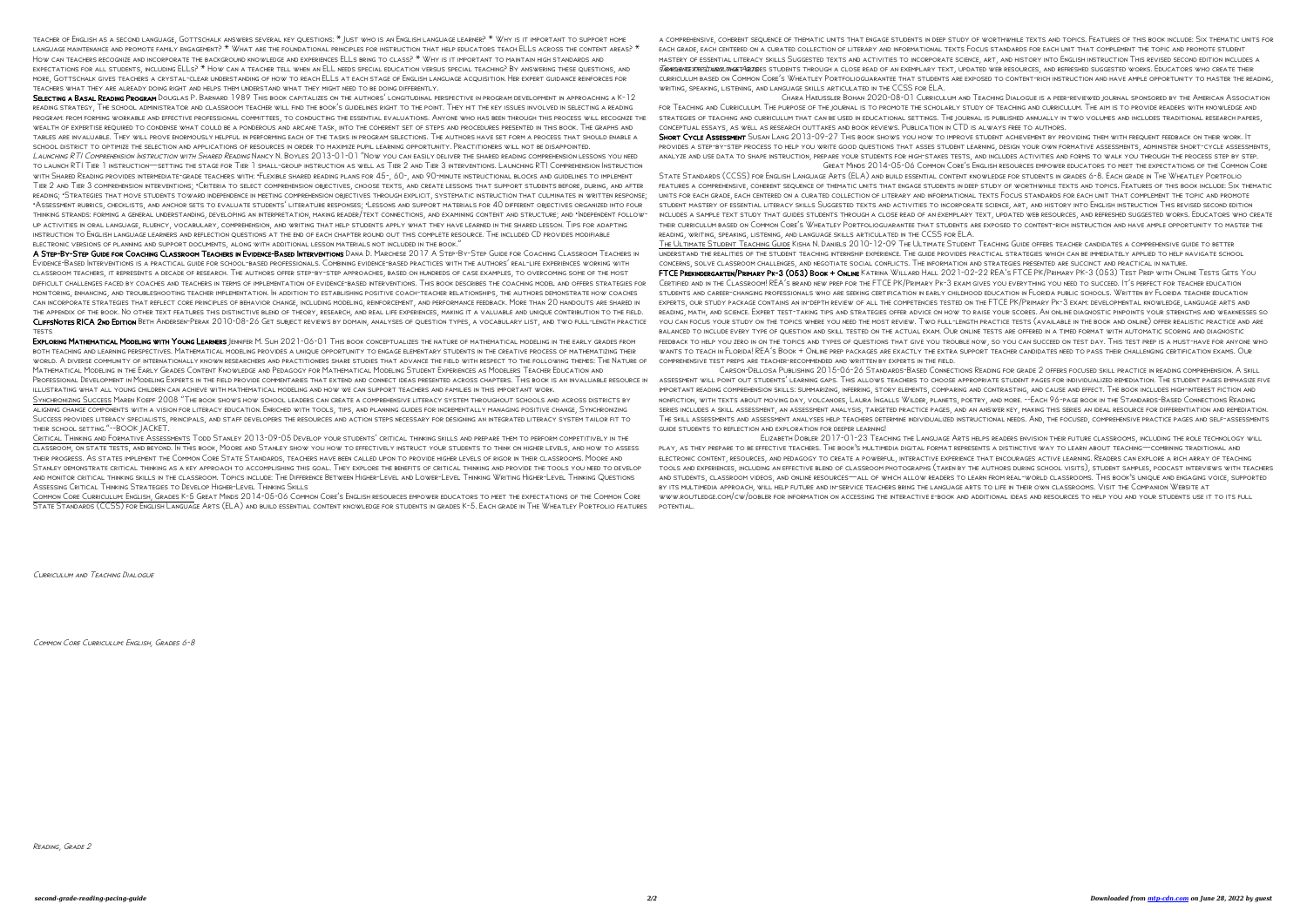teacher of English as a second language, Gottschalk answers several key questions: * Just who is an English language learner? * Why is it important to support home language maintenance and promote family engagement? * What are the foundational principles for instruction that help educators teach ELLs across the content areas? * How can teachers recognize and incorporate the background knowledge and experiences ELLs bring to class? * Why is it important to maintain high standards and expectations for all students, including ELLs? * How can a teacher tell when an ELL needs special education versus special teaching? By answering these questions, and more, Gottschalk gives teachers a crystal-clear understanding of how to reach ELLs at each stage of English language acquisition. Her expert guidance reinforces for teachers what they are already doing right and helps them understand what they might need to be doing differently.

**Selecting a Basal Reading Program** Douglas P. Barnard 1989 This book capitalizes on the authors' longitudinal perspective in program development in approaching a K-12 reading strategy. The school administrator and classroom teacher will find the book's guidelines right to the point. They hit the key issues involved in selecting a reading program from forming workable and effective professional committees, to conducting the essential evaluations. Anyone who has been through this process will recognize the wealth of expertise required to condense what could be a ponderous and arcane task, into the coherent set of steps and procedures presented in this book. The graphs and tables are invaluable. They will prove enormously helpful in performing each of the tasks in program selections. The authors have set form a process that should enable a school district to optimize the selection and applications of resources in order to maximize pupil learning opportunity. Practitioners will not be disappointed.

*Launching RTI Comprehension Instruction with Shared Reading* Nancy N. Boyles 2013-01-01 "Now you can easily deliver the shared reading comprehension lessons you need to launch RTI Tier 1 instruction—setting the stage for Tier 1 small-group instruction as well as Tier 2 and Tier 3 interventions. Launching RTI Comprehension Instruction with Shared Reading provides intermediate-grade teachers with: •Flexible shared reading plans for 45-, 60-, and 90-minute instructional blocks and guidelines to implement Tier 2 and Tier 3 comprehension interventions; •Criteria to select comprehension objectives, choose texts, and create lessons that support students before, during, and after reading; •Strategies that move students toward independence in meeting comprehension objectives through explicit, systematic instruction that culminates in written response; •Assessment rubrics, checklists, and anchor sets to evaluate students' literature responses; •Lessons and support materials for 40 different objectives organized into four thinking strands: forming a general understanding, developing an interpretation, making reader/text connections, and examining content and structure; and •Independent follow-up activities in oral language, fluency, vocabulary, comprehension, and writing that help students apply what they have learned in the shared lesson. Tips for adapting instruction to English language learners and reflection questions at the end of each chapter round out this complete resource. The included CD provides modifiable electronic versions of planning and support documents, along with additional lesson materials not included in the book."

**A Step-By-Step Guide for Coaching Classroom Teachers in Evidence-Based Interventions** Dana D. Marchese 2017 A Step-By-Step Guide for Coaching Classroom Teachers in Evidence-Based Interventions is a practical guide for school-based professionals. Combining evidence-based practices with the authors' real-life experiences working with classroom teachers, it represents a decade of research. The authors offer step-by-step approaches, based on hundreds of case examples, to overcoming some of the most difficult challenges faced by coaches and teachers in terms of implementation of evidence-based interventions. This book describes the coaching model and offers strategies for monitoring, enhancing, and troubleshooting teacher implementation. In addition to establishing positive coach-teacher relationships, the authors demonstrate how coaches can incorporate strategies that reflect core principles of behavior change, including modeling, reinforcement, and performance feedback. More than 20 handouts are shared in the appendix of the book. No other text features this distinctive blend of theory, research, and real life experiences, making it a valuable and unique contribution to the field.

**CliffsNotes RICA 2nd Edition** Beth Andersen-Perak 2010-08-26 Get subject reviews by domain, analyses of question types, a vocabulary list, and two full-length practice tests

**Exploring Mathematical Modeling with Young Learners** Jennifer M. Suh 2021-06-01 This book conceptualizes the nature of mathematical modeling in the early grades from both teaching and learning perspectives. Mathematical modeling provides a unique opportunity to engage elementary students in the creative process of mathematizing their world. A diverse community of internationally known researchers and practitioners share studies that advance the field with respect to the following themes: The Nature of Mathematical Modeling in the Early Grades Content Knowledge and Pedagogy for Mathematical Modeling Student Experiences as Modelers Teacher Education and Professional Development in Modeling Experts in the field provide commentaries that extend and connect ideas presented across chapters. This book is an invaluable resource in illustrating what all young children can achieve with mathematical modeling and how we can support teachers and families in this important work.

Synchronizing Success Maren Koepf 2008 "The book shows how school leaders can create a comprehensive literacy system throughout schools and across districts by aligning change components with a vision for literacy education. Enriched with tools, tips, and planning guides for incrementally managing positive change, Synchronizing Success provides literacy specialists, principals, and staff developers the resources and action steps necessary for designing an integrated literacy system tailor fit to their school setting."--BOOK JACKET.

Critical Thinking and Formative Assessments Todd Stanley 2013-09-05 Develop your students' critical thinking skills and prepare them to perform competitively in the classroom, on state tests, and beyond. In this book, Moore and Stanley show you how to effectively instruct your students to think on higher levels, and how to assess their progress. As states implement the Common Core State Standards, teachers have been called upon to provide higher levels of rigor in their classrooms. Moore and Stanley demonstrate critical thinking as a key approach to accomplishing this goal. They explore the benefits of critical thinking and provide the tools you need to develop and monitor critical thinking skills in the classroom. Topics include: The Difference Between Higher-Level and Lower-Level Thinking Writing Higher-Level Thinking Questions Assessing Critical Thinking Strategies to Develop Higher-Level Thinking Skills

Common Core Curriculum: English, Grades K-5 Great Minds 2014-05-06 Common Core's English resources empower educators to meet the expectations of the Common Core State Standards (CCSS) for English Language Arts (ELA) and build essential content knowledge for students in grades K-5. Each grade in The Wheatley Portfolio features a comprehensive, coherent sequence of thematic units that engage students in deep study of worthwhile texts and topics. Features of this book include: Six thematic units for each grade, each centered on a curated collection of literary and informational texts Focus standards for each unit that complement the topic and promote student mastery of essential literacy skills Suggested texts and activities to incorporate science, art, and history into English instruction This revised second edition includes a sample text study that guides students through a close read of an exemplary text, updated web resources, and refreshed suggested works. Educators who create their curriculum based on Common Core's Wheatley Portfolioguarantee that students are exposed to content-rich instruction and have ample opportunity to master the reading, writing, speaking, listening, and language skills articulated in the CCSS for ELA.

Curriculum and Teaching Dialogue Chara Haeussler Bohan 2020-08-01 Curriculum and Teaching Dialogue is a peer-reviewed journal sponsored by the American Association for Teaching and Curriculum. The purpose of the journal is to promote the scholarly study of teaching and curriculum. The aim is to provide readers with knowledge and strategies of teaching and curriculum that can be used in educational settings. The journal is published annually in two volumes and includes traditional research papers, conceptual essays, as well as research outtakes and book reviews. Publication in CTD is always free to authors.

**Short Cycle Assessment** Susan Lang 2013-09-27 This book shows you how to improve student achievement by providing them with frequent feedback on their work. It provides a step-by-step process to help you write good questions that asses student learning, design your own formative assessments, administer short-cycle assessments, analyze and use data to shape instruction, prepare your students for high-stakes tests, and includes activities and forms to walk you through the process step by step.

Common Core Curriculum: English, Grades 6-8 Great Minds 2014-05-06 Common Core's English resources empower educators to meet the expectations of the Common Core State Standards (CCSS) for English Language Arts (ELA) and build essential content knowledge for students in grades 6-8. Each grade in The Wheatley Portfolio features a comprehensive, coherent sequence of thematic units that engage students in deep study of worthwhile texts and topics. Features of this book include: Six thematic units for each grade, each centered on a curated collection of literary and informational texts Focus standards for each unit that complement the topic and promote student mastery of essential literacy skills Suggested texts and activities to incorporate science, art, and history into English instruction This revised second edition includes a sample text study that guides students through a close read of an exemplary text, updated web resources, and refreshed suggested works. Educators who create their curriculum based on Common Core's Wheatley Portfolioguarantee that students are exposed to content-rich instruction and have ample opportunity to master the reading, writing, speaking, listening, and language skills articulated in the CCSS for ELA.

The Ultimate Student Teaching Guide Kisha N. Daniels 2010-12-09 The Ultimate Student Teaching Guide offers teacher candidates a comprehensive guide to better understand the realities of the student teaching internship experience. The guide provides practical strategies which can be immediately applied to help navigate school concerns, solve classroom challenges, and negotiate social conflicts. The information and strategies presented are succinct and practical in nature.

**FTCE Prekindergarten/Primary PK-3 (053) Book + Online** Katrina Willard Hall 2021-02-22 REA's FTCE PK/Primary PK-3 (053) Test Prep with Online Tests Gets You Certified and in the Classroom! REA's brand new prep for the FTCE PK/Primary Pk-3 exam gives you everything you need to succeed. It's perfect for teacher education students and career-changing professionals who are seeking certification in early childhood education in Florida public schools. Written by Florida teacher education experts, our study package contains an in-depth review of all the competencies tested on the FTCE PK/Primary Pk-3 exam: developmental knowledge, language arts and reading, math, and science. Expert test-taking tips and strategies offer advice on how to raise your scores. An online diagnostic pinpoints your strengths and weaknesses so you can focus your study on the topics where you need the most review. Two full-length practice tests (available in the book and online) offer realistic practice and are balanced to include every type of question and skill tested on the actual exam. Our online tests are offered in a timed format with automatic scoring and diagnostic feedback to help you zero in on the topics and types of questions that give you trouble now, so you can succeed on test day. This test prep is a must-have for anyone who wants to teach in Florida! REA's Book + Online prep packages are exactly the extra support teacher candidates need to pass their challenging certification exams. Our comprehensive test preps are teacher-recommended and written by experts in the field.

Reading, Grade 2 Carson-Dellosa Publishing 2015-06-26 Standards-Based Connections Reading for grade 2 offers focused skill practice in reading comprehension. A skill assessment will point out students' learning gaps. This allows teachers to choose appropriate student pages for individualized remediation. The student pages emphasize five important reading comprehension skills: summarizing, inferring, story elements, comparing and contrasting, and cause and effect. The book includes high-interest fiction and nonfiction, with texts about moving day, volcanoes, Laura Ingalls Wilder, planets, poetry, and more. --Each 96-page book in the Standards-Based Connections Reading series includes a skill assessment, an assessment analysis, targeted practice pages, and an answer key, making this series an ideal resource for differentiation and remediation. The skill assessments and assessment analyses help teachers determine individualized instructional needs. And, the focused, comprehensive practice pages and self-assessments guide students to reflection and exploration for deeper learning!

Teaching the Language Arts Elizabeth Dobler 2017-01-23 Teaching the Language Arts helps readers envision their future classrooms, including the role technology will play, as they prepare to be effective teachers. The book's multimedia digital format represents a distinctive way to learn about teaching—combining traditional and electronic content, resources, and pedagogy to create a powerful, interactive experience that encourages active learning. Readers can explore a rich array of teaching tools and experiences, including an effective blend of classroom photographs (taken by the authors during school visits), student samples, podcast interviews with teachers and students, classroom videos, and online resources—all of which allow readers to learn from real-world classrooms. This book's unique and engaging voice, supported by its multimedia approach, will help future and in-service teachers bring the language arts to life in their own classrooms. Visit the Companion Website at www.routledge.com/cw/dobler for information on accessing the interactive e-book and additional ideas and resources to help you and your students use it to its full potential.